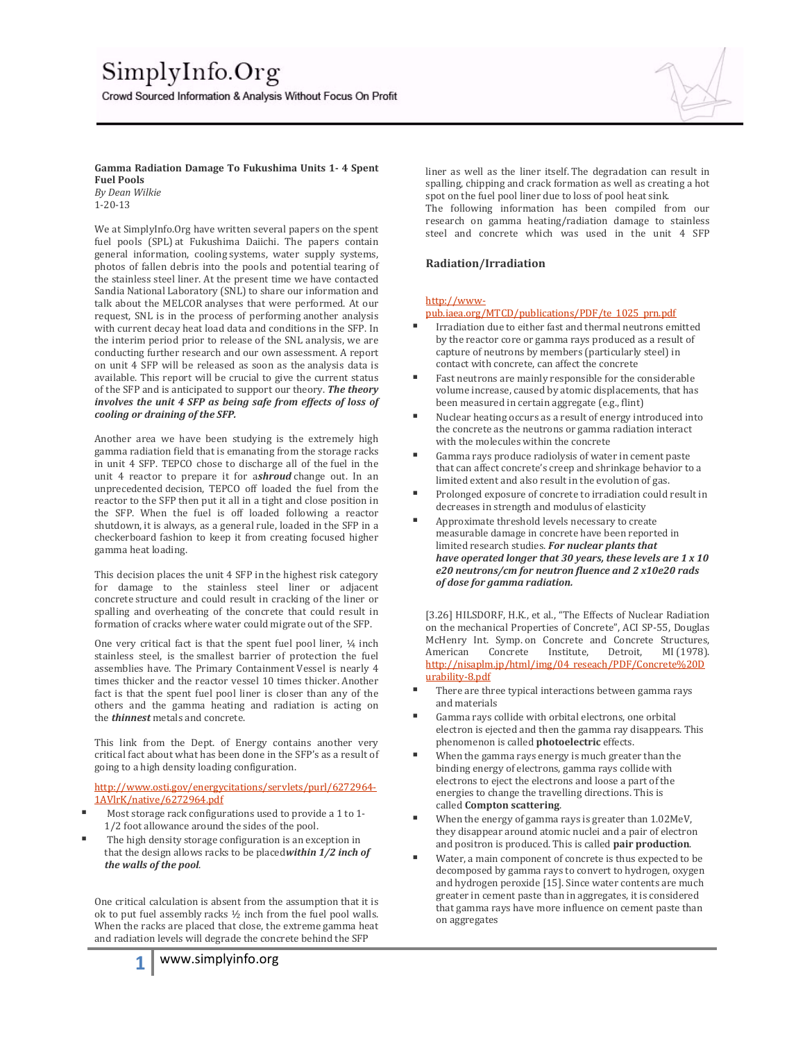# SimplyInfo.Org

Crowd Sourced Information & Analysis Without Focus On Profit

**Gamma Radiation Damage To Fukushima Units 1- 4 Spent Fuel Pools**
*By Dean Wilkie*
1-20-13

We at SimplyInfo.Org have written several papers on the spent fuel pools (SPL) at Fukushima Daiichi. The papers contain general information, cooling systems, water supply systems, photos of fallen debris into the pools and potential tearing of the stainless steel liner. At the present time we have contacted Sandia National Laboratory (SNL) to share our information and talk about the MELCOR analyses that were performed. At our request, SNL is in the process of performing another analysis with current decay heat load data and conditions in the SFP. In the interim period prior to release of the SNL analysis, we are conducting further research and our own assessment. A report on unit 4 SFP will be released as soon as the analysis data is available. This report will be crucial to give the current status of the SFP and is anticipated to support our theory. ***The theory involves the unit 4 SFP as being safe from effects of loss of cooling or draining of the SFP.***

Another area we have been studying is the extremely high gamma radiation field that is emanating from the storage racks in unit 4 SFP. TEPCO chose to discharge all of the fuel in the unit 4 reactor to prepare it for a ***shroud*** change out. In an unprecedented decision, TEPCO off loaded the fuel from the reactor to the SFP then put it all in a tight and close position in the SFP. When the fuel is off loaded following a reactor shutdown, it is always, as a general rule, loaded in the SFP in a checkerboard fashion to keep it from creating focused higher gamma heat loading.

This decision places the unit 4 SFP in the highest risk category for damage to the stainless steel liner or adjacent concrete structure and could result in cracking of the liner or spalling and overheating of the concrete that could result in formation of cracks where water could migrate out of the SFP.

One very critical fact is that the spent fuel pool liner, ¼ inch stainless steel, is the smallest barrier of protection the fuel assemblies have. The Primary Containment Vessel is nearly 4 times thicker and the reactor vessel 10 times thicker. Another fact is that the spent fuel pool liner is closer than any of the others and the gamma heating and radiation is acting on the ***thinnest*** metals and concrete.

This link from the Dept. of Energy contains another very critical fact about what has been done in the SFP's as a result of going to a high density loading configuration.

http://www.osti.gov/energycitations/servlets/purl/6272964-1AVlrK/native/6272964.pdf

- Most storage rack configurations used to provide a 1 to 1-1/2 foot allowance around the sides of the pool.
- The high density storage configuration is an exception in that the design allows racks to be placed ***within 1/2 inch of the walls of the pool***.

One critical calculation is absent from the assumption that it is ok to put fuel assembly racks ½ inch from the fuel pool walls. When the racks are placed that close, the extreme gamma heat and radiation levels will degrade the concrete behind the SFP liner as well as the liner itself. The degradation can result in spalling, chipping and crack formation as well as creating a hot spot on the fuel pool liner due to loss of pool heat sink.

The following information has been compiled from our research on gamma heating/radiation damage to stainless steel and concrete which was used in the unit 4 SFP

## Radiation/Irradiation

http://www-pub.iaea.org/MTCD/publications/PDF/te_1025_prn.pdf

- Irradiation due to either fast and thermal neutrons emitted by the reactor core or gamma rays produced as a result of capture of neutrons by members (particularly steel) in contact with concrete, can affect the concrete
- Fast neutrons are mainly responsible for the considerable volume increase, caused by atomic displacements, that has been measured in certain aggregate (e.g., flint)
- Nuclear heating occurs as a result of energy introduced into the concrete as the neutrons or gamma radiation interact with the molecules within the concrete
- Gamma rays produce radiolysis of water in cement paste that can affect concrete's creep and shrinkage behavior to a limited extent and also result in the evolution of gas.
- Prolonged exposure of concrete to irradiation could result in decreases in strength and modulus of elasticity
- Approximate threshold levels necessary to create measurable damage in concrete have been reported in limited research studies. ***For nuclear plants that have operated longer that 30 years, these levels are 1 x 10 e20 neutrons/cm for neutron fluence and 2 x10e20 rads of dose for gamma radiation.***

[3.26] HILSDORF, H.K., et al., "The Effects of Nuclear Radiation on the mechanical Properties of Concrete", ACI SP-55, Douglas McHenry Int. Symp. on Concrete and Concrete Structures, American Concrete Institute, Detroit, MI (1978). http://nisaplm.jp/html/img/04_reseach/PDF/Concrete%20Durability-8.pdf

- There are three typical interactions between gamma rays and materials
- Gamma rays collide with orbital electrons, one orbital electron is ejected and then the gamma ray disappears. This phenomenon is called **photoelectric** effects.
- When the gamma rays energy is much greater than the binding energy of electrons, gamma rays collide with electrons to eject the electrons and loose a part of the energies to change the travelling directions. This is called **Compton scattering**.
- When the energy of gamma rays is greater than 1.02MeV, they disappear around atomic nuclei and a pair of electron and positron is produced. This is called **pair production**.
- Water, a main component of concrete is thus expected to be decomposed by gamma rays to convert to hydrogen, oxygen and hydrogen peroxide [15]. Since water contents are much greater in cement paste than in aggregates, it is considered that gamma rays have more influence on cement paste than on aggregates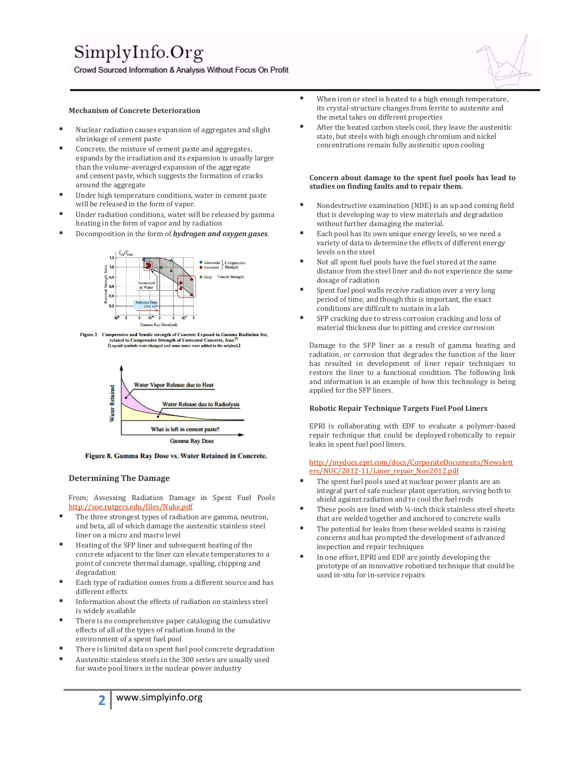### Mechanism of Concrete Deterioration

- Nuclear radiation causes expansion of aggregates and slight shrinkage of cement paste
- Concrete, the mixture of cement paste and aggregates, expands by the irradiation and its expansion is usually larger than the volume-averaged expansion of the aggregate and cement paste, which suggests the formation of cracks around the aggregate
- Under high temperature conditions, water in cement paste will be released in the form of vapor.
- Under radiation conditions, water will be released by gamma heating in the form of vapor and by radiation
- Decomposition in the form of ***hydrogen and oxygen gases***.

Figure 2 Compressive and Tensile strength of Concrete Exposed to Gamma Radiation fcu, related to Compressive Strength of Untreated Concrete, fcuo[1]
(Legend symbols were changed and some notes were added to the original.)

Figure 8. Gamma Ray Dose vs. Water Retained in Concrete.

### Determining The Damage

From; Assessing Radiation Damage in Spent Fuel Pools http://soe.rutgers.edu/files/Nuke.pdf

- The three strongest types of radiation are gamma, neutron, and beta, all of which damage the austenitic stainless steel liner on a micro and macro level
- Heating of the SFP liner and subsequent heating of the concrete adjacent to the liner can elevate temperatures to a point of concrete thermal damage, spalling, chipping and degradation
- Each type of radiation comes from a different source and has different effects
- Information about the effects of radiation on stainless steel is widely available
- There is no comprehensive paper cataloging the cumulative effects of all of the types of radiation found in the environment of a spent fuel pool
- There is limited data on spent fuel pool concrete degradation
- Austenitic stainless steels in the 300 series are usually used for waste pool liners in the nuclear power industry
- When iron or steel is heated to a high enough temperature, its crystal-structure changes from ferrite to austenite and the metal takes on different properties
- After the heated carbon steels cool, they leave the austenitic state, but steels with high enough chromium and nickel concentrations remain fully austenitic upon cooling

### Concern about damage to the spent fuel pools has lead to studies on finding faults and to repair them.

- Nondestructive examination (NDE) is an up and coming field that is developing way to view materials and degradation without further damaging the material.
- Each pool has its own unique energy levels, so we need a variety of data to determine the effects of different energy levels on the steel
- Not all spent fuel pools have the fuel stored at the same distance from the steel liner and do not experience the same dosage of radiation
- Spent fuel pool walls receive radiation over a very long period of time, and though this is important, the exact conditions are difficult to sustain in a lab.
- SFP cracking due to stress corrosion cracking and loss of material thickness due to pitting and crevice corrosion

Damage to the SFP liner as a result of gamma heating and radiation, or corrosion that degrades the function of the liner has resulted in development of liner repair techniques to restore the liner to a functional condition. The following link and information is an example of how this technology is being applied for the SFP liners.

### Robotic Repair Technique Targets Fuel Pool Liners

EPRI is collaborating with EDF to evaluate a polymer-based repair technique that could be deployed robotically to repair leaks in spent fuel pool liners.

http://mydocs.epri.com/docs/CorporateDocuments/Newsletters/NUC/2012-11/Liner_repair_Nov2012.pdf

- The spent fuel pools used at nuclear power plants are an integral part of safe nuclear plant operation, serving both to shield against radiation and to cool the fuel rods
- These pools are lined with ¼-inch thick stainless steel sheets that are welded together and anchored to concrete walls
- The potential for leaks from these welded seams is raising concerns and has prompted the development of advanced inspection and repair techniques
- In one effort, EPRI and EDF are jointly developing the prototype of an innovative robotized technique that could be used in-situ for in-service repairs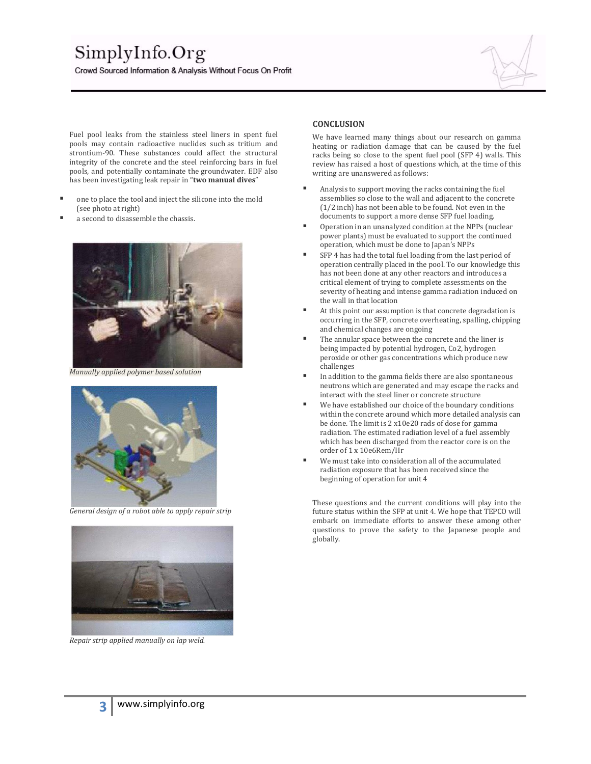Fuel pool leaks from the stainless steel liners in spent fuel pools may contain radioactive nuclides such as tritium and strontium-90. These substances could affect the structural integrity of the concrete and the steel reinforcing bars in fuel pools, and potentially contaminate the groundwater. EDF also has been investigating leak repair in "**two manual dives**"

- one to place the tool and inject the silicone into the mold (see photo at right)
- a second to disassemble the chassis.

*Manually applied polymer based solution*

*General design of a robot able to apply repair strip*

*Repair strip applied manually on lap weld.*

**CONCLUSION**

We have learned many things about our research on gamma heating or radiation damage that can be caused by the fuel racks being so close to the spent fuel pool (SFP 4) walls. This review has raised a host of questions which, at the time of this writing are unanswered as follows:

- Analysis to support moving the racks containing the fuel assemblies so close to the wall and adjacent to the concrete (1/2 inch) has not been able to be found. Not even in the documents to support a more dense SFP fuel loading.
- Operation in an unanalyzed condition at the NPPs (nuclear power plants) must be evaluated to support the continued operation, which must be done to Japan's NPPs
- SFP 4 has had the total fuel loading from the last period of operation centrally placed in the pool. To our knowledge this has not been done at any other reactors and introduces a critical element of trying to complete assessments on the severity of heating and intense gamma radiation induced on the wall in that location
- At this point our assumption is that concrete degradation is occurring in the SFP, concrete overheating, spalling, chipping and chemical changes are ongoing
- The annular space between the concrete and the liner is being impacted by potential hydrogen, Co2, hydrogen peroxide or other gas concentrations which produce new challenges
- In addition to the gamma fields there are also spontaneous neutrons which are generated and may escape the racks and interact with the steel liner or concrete structure
- We have established our choice of the boundary conditions within the concrete around which more detailed analysis can be done. The limit is 2 x10e20 rads of dose for gamma radiation. The estimated radiation level of a fuel assembly which has been discharged from the reactor core is on the order of 1 x 10e6Rem/Hr
- We must take into consideration all of the accumulated radiation exposure that has been received since the beginning of operation for unit 4

These questions and the current conditions will play into the future status within the SFP at unit 4. We hope that TEPCO will embark on immediate efforts to answer these among other questions to prove the safety to the Japanese people and globally.